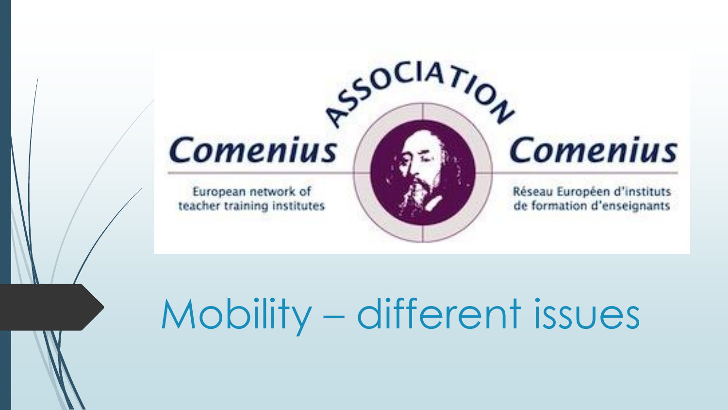ASSOCIATION

Comenius

European network of teacher training institutes

Comenius

Réseau Européen d'instituts de formation d'enseignants

# Mobility – different issues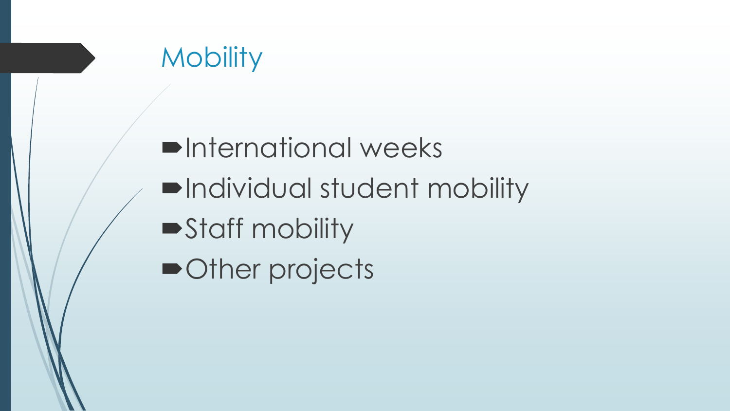# Mobility

- International weeks
- Individual student mobility
- Staff mobility
- Other projects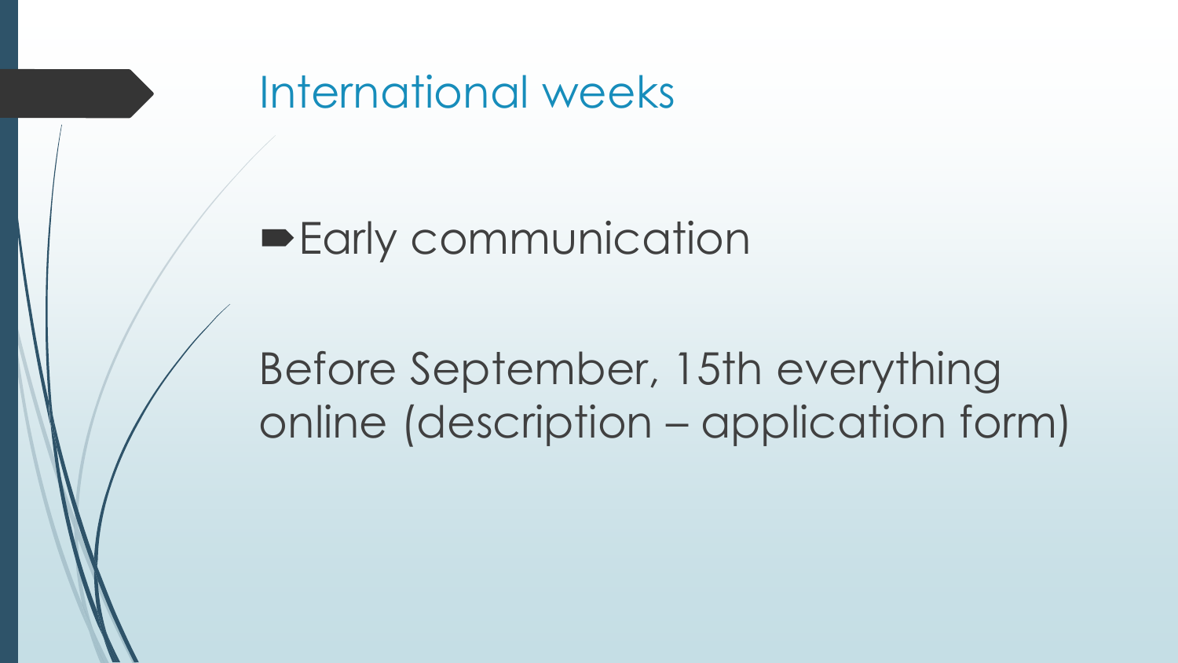# International weeks

- Early communication

Before September, 15th everything online (description – application form)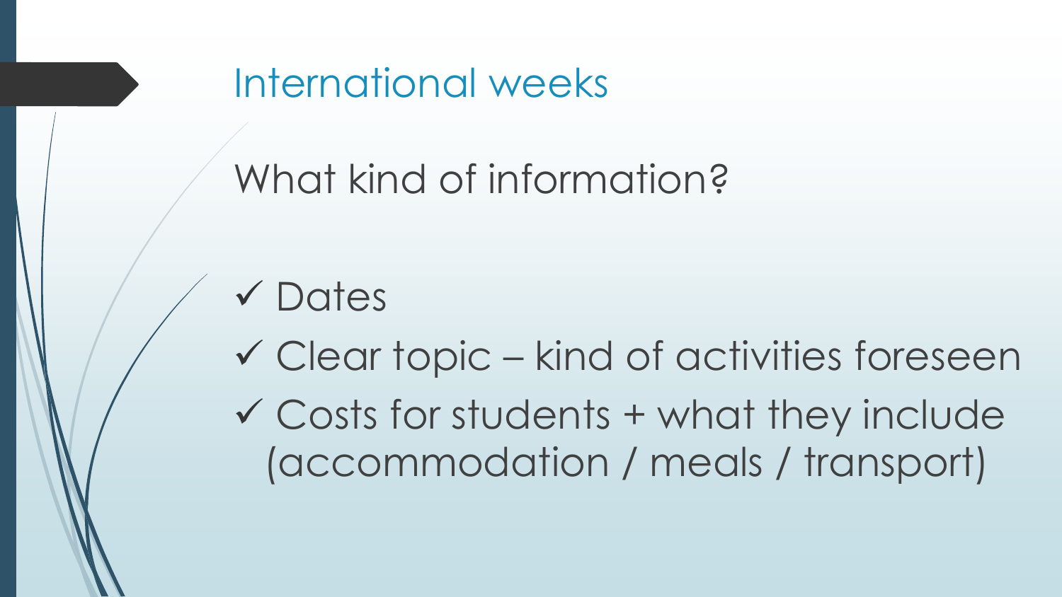# International weeks

What kind of information?

- ✓ Dates
- ✓ Clear topic – kind of activities foreseen
- ✓ Costs for students + what they include (accommodation / meals / transport)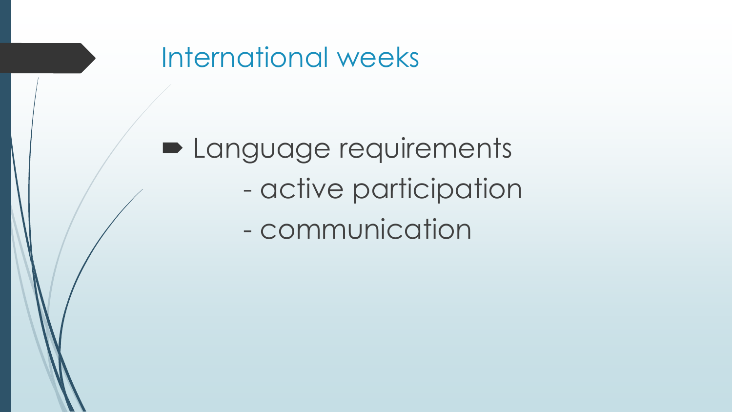# International weeks

- Language requirements
  - active participation
  - communication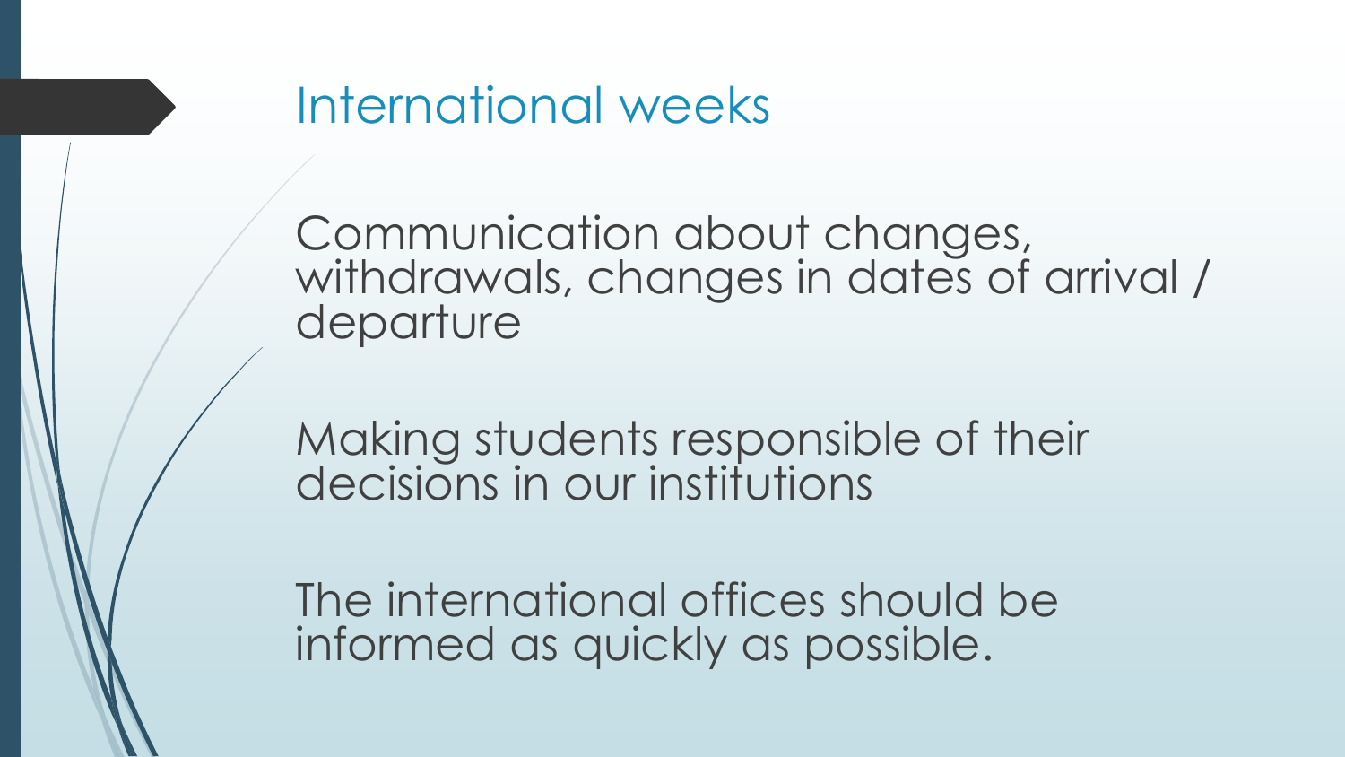# International weeks

Communication about changes, withdrawals, changes in dates of arrival / departure

Making students responsible of their decisions in our institutions

The international offices should be informed as quickly as possible.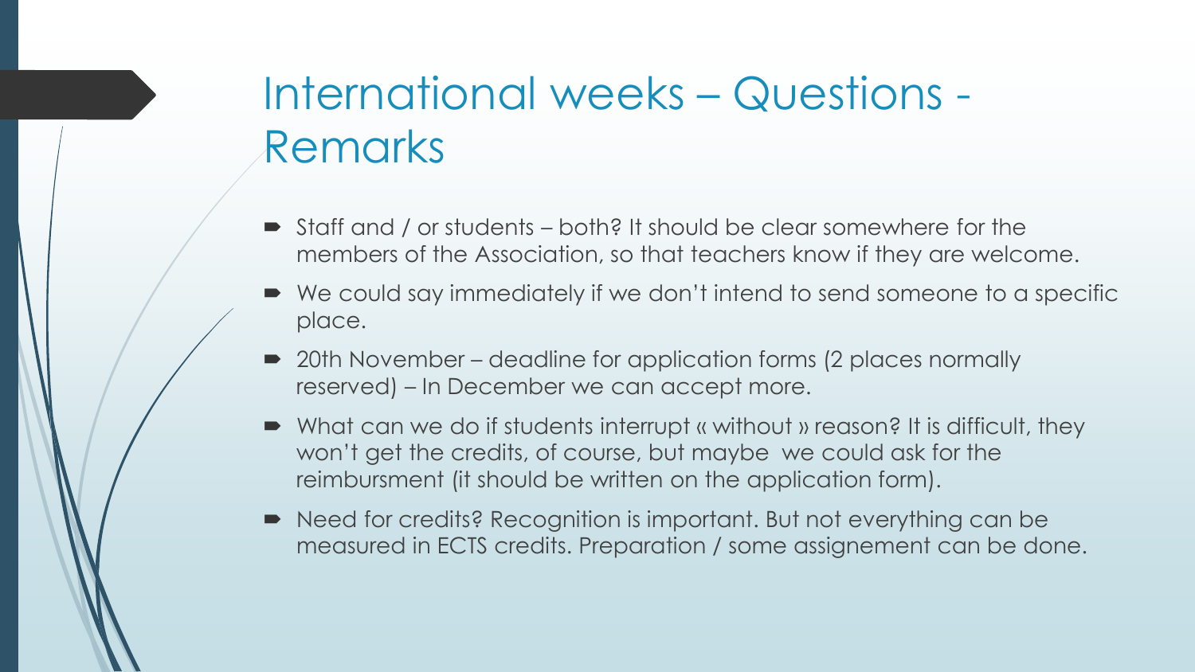# International weeks – Questions - Remarks

- Staff and / or students – both? It should be clear somewhere for the members of the Association, so that teachers know if they are welcome.
- We could say immediately if we don't intend to send someone to a specific place.
- 20th November – deadline for application forms (2 places normally reserved) – In December we can accept more.
- What can we do if students interrupt « without » reason? It is difficult, they won't get the credits, of course, but maybe we could ask for the reimbursment (it should be written on the application form).
- Need for credits? Recognition is important. But not everything can be measured in ECTS credits. Preparation / some assignement can be done.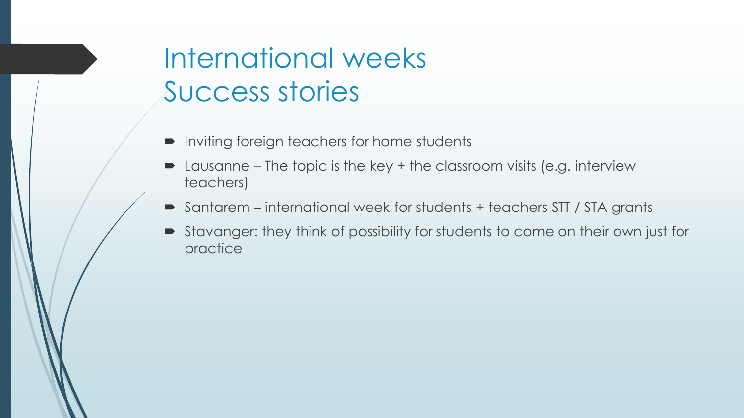# International weeks
# Success stories

- Inviting foreign teachers for home students
- Lausanne – The topic is the key + the classroom visits (e.g. interview teachers)
- Santarem – international week for students + teachers STT / STA grants
- Stavanger: they think of possibility for students to come on their own just for practice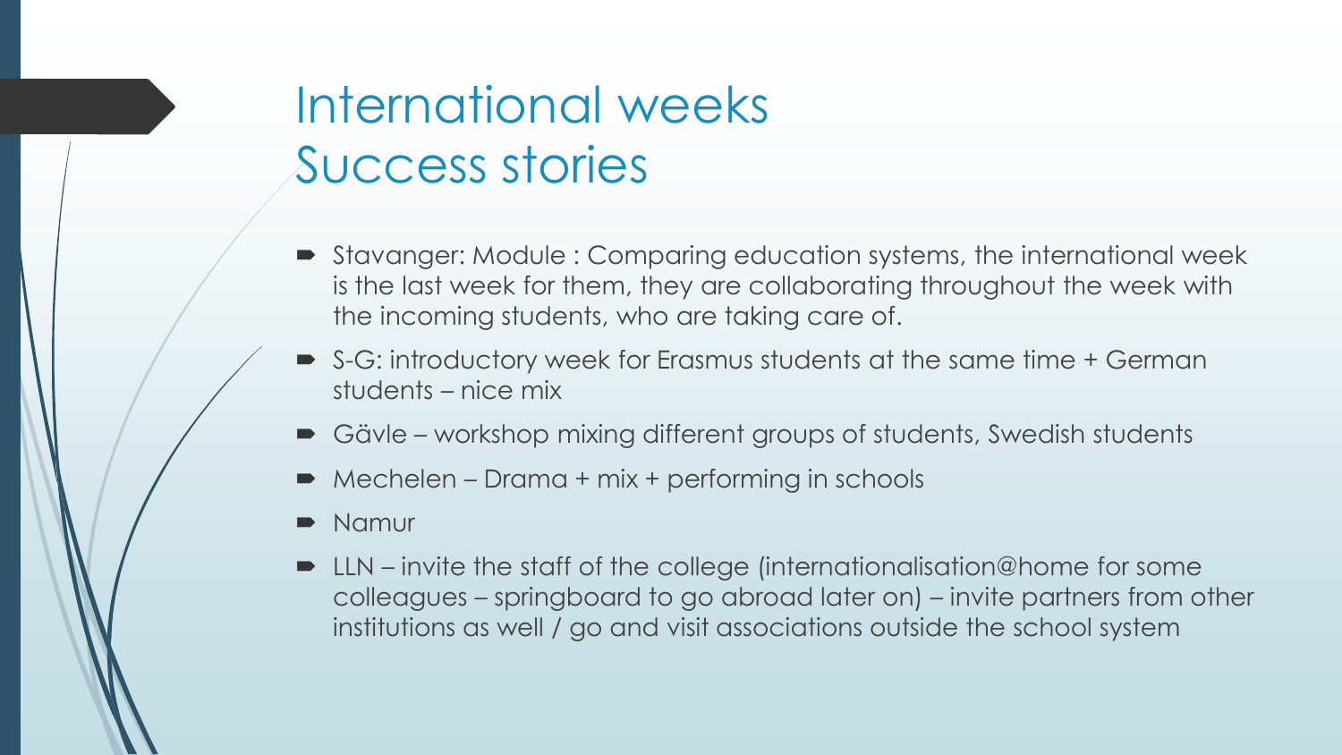# International weeks
# Success stories

- Stavanger: Module : Comparing education systems, the international week is the last week for them, they are collaborating throughout the week with the incoming students, who are taking care of.
- S-G: introductory week for Erasmus students at the same time + German students – nice mix
- Gävle – workshop mixing different groups of students, Swedish students
- Mechelen – Drama + mix + performing in schools
- Namur
- LLN – invite the staff of the college (internationalisation@home for some colleagues – springboard to go abroad later on) – invite partners from other institutions as well / go and visit associations outside the school system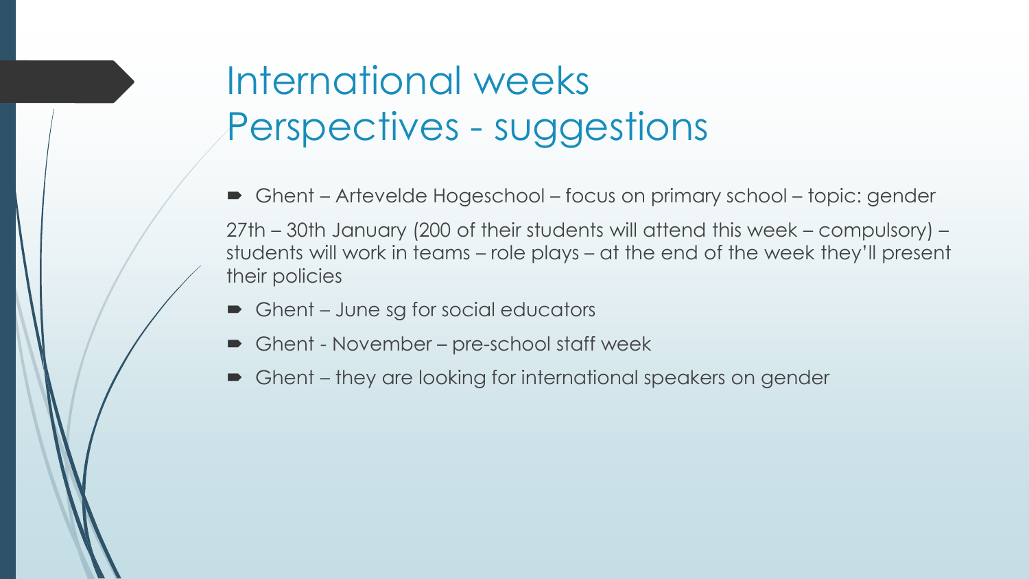# International weeks
# Perspectives - suggestions

- Ghent – Artevelde Hogeschool – focus on primary school – topic: gender

27th – 30th January (200 of their students will attend this week – compulsory) – students will work in teams – role plays – at the end of the week they'll present their policies

- Ghent – June sg for social educators
- Ghent - November – pre-school staff week
- Ghent – they are looking for international speakers on gender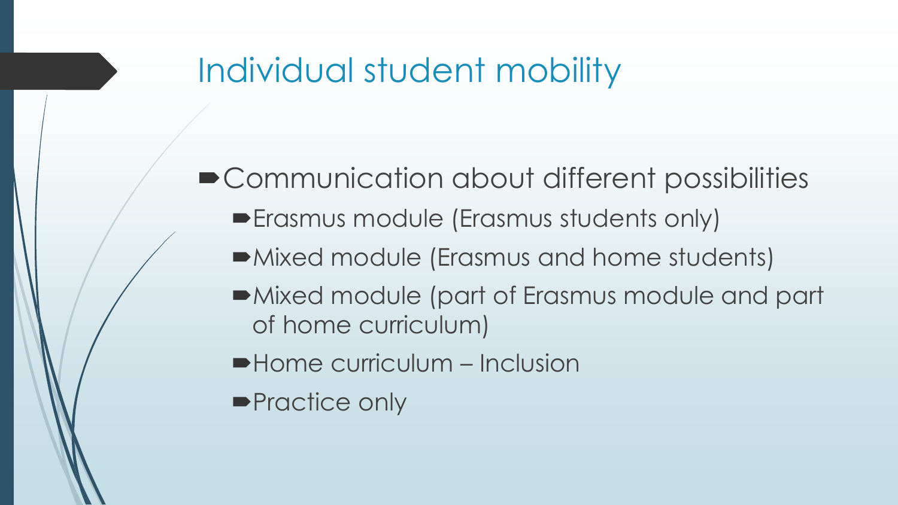# Individual student mobility

- Communication about different possibilities
  - Erasmus module (Erasmus students only)
  - Mixed module (Erasmus and home students)
  - Mixed module (part of Erasmus module and part of home curriculum)
  - Home curriculum – Inclusion
  - Practice only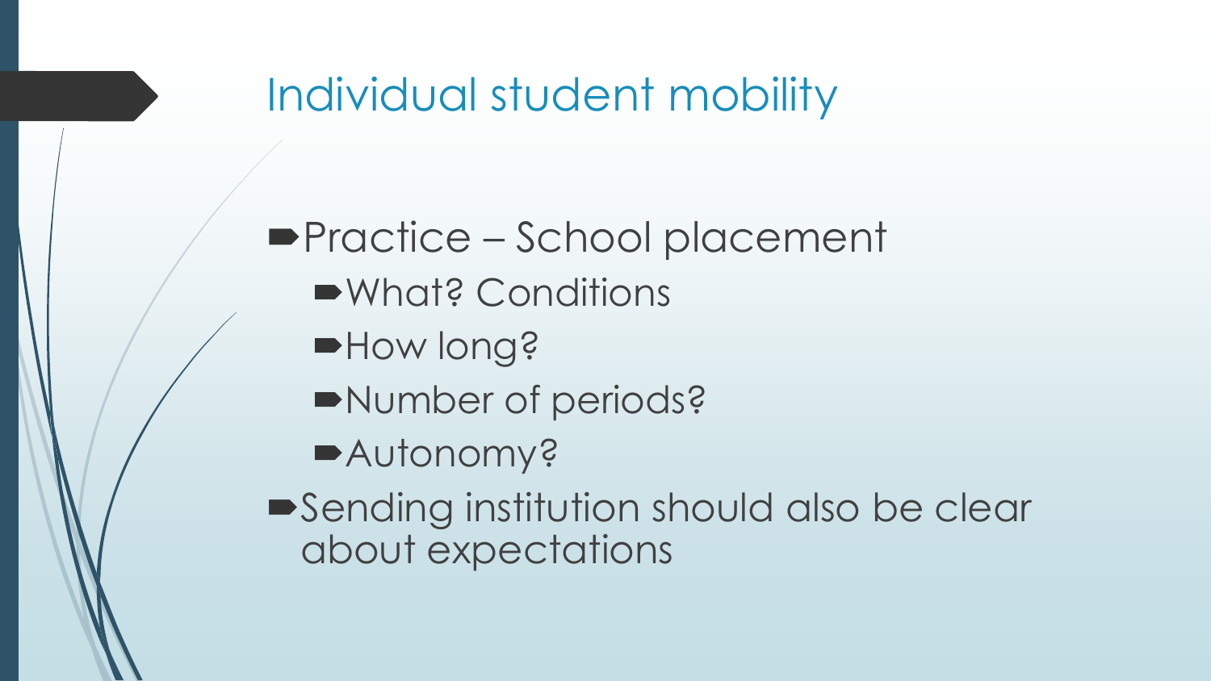# Individual student mobility

- Practice – School placement
  - What? Conditions
  - How long?
  - Number of periods?
  - Autonomy?
- Sending institution should also be clear about expectations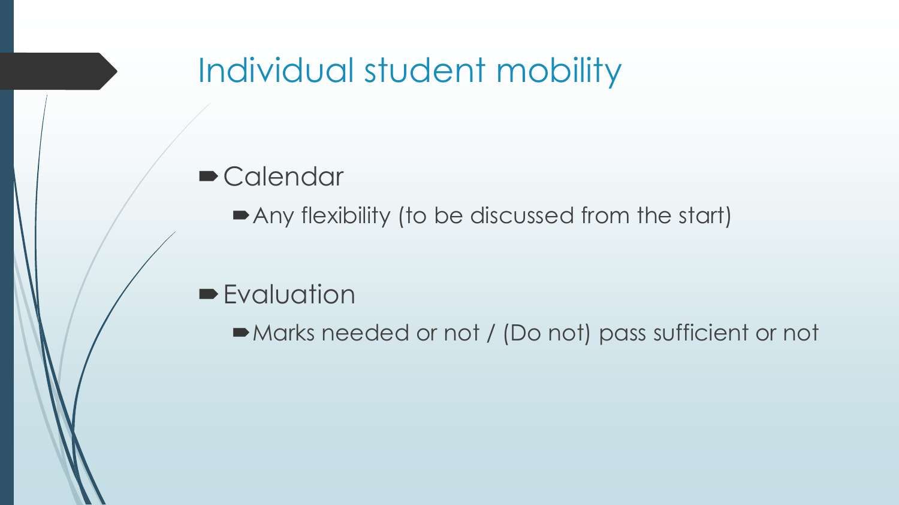# Individual student mobility

- Calendar
  - Any flexibility (to be discussed from the start)
- Evaluation
  - Marks needed or not / (Do not) pass sufficient or not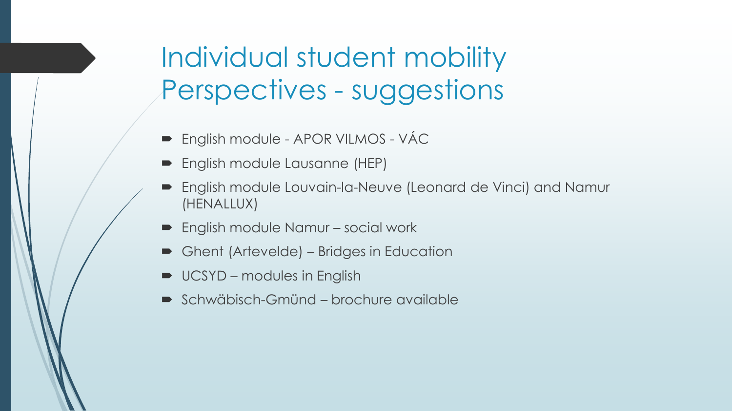# Individual student mobility Perspectives - suggestions

- English module - APOR VILMOS - VÁC
- English module Lausanne (HEP)
- English module Louvain-la-Neuve (Leonard de Vinci) and Namur (HENALLUX)
- English module Namur – social work
- Ghent (Artevelde) – Bridges in Education
- UCSYD – modules in English
- Schwäbisch-Gmünd – brochure available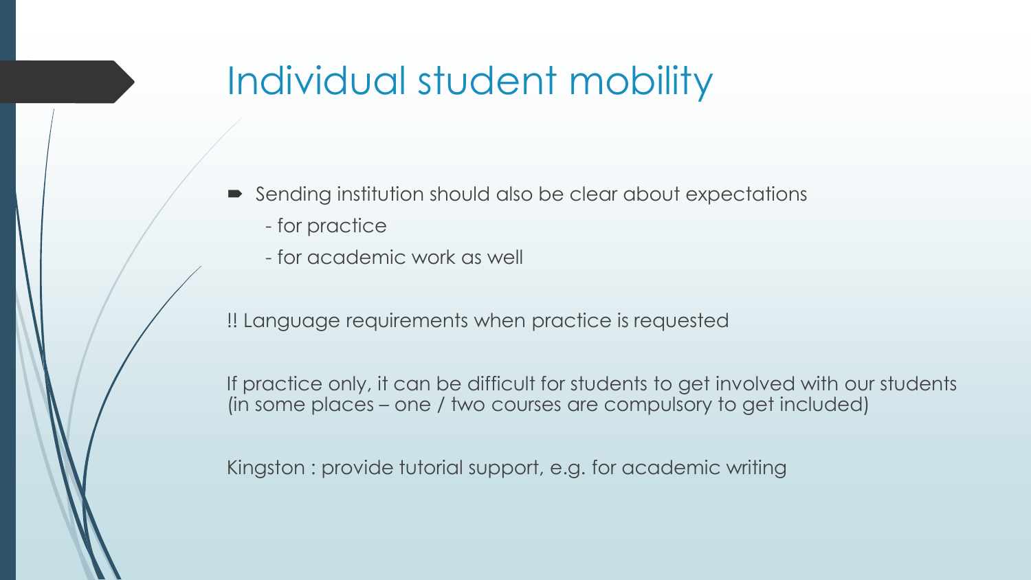# Individual student mobility

- Sending institution should also be clear about expectations
  - for practice
  - for academic work as well

!! Language requirements when practice is requested

If practice only, it can be difficult for students to get involved with our students (in some places – one / two courses are compulsory to get included)

Kingston : provide tutorial support, e.g. for academic writing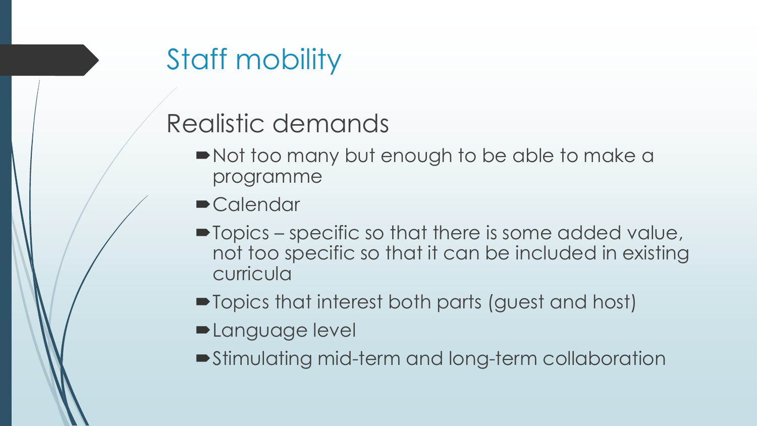# Staff mobility

## Realistic demands

- Not too many but enough to be able to make a programme
- Calendar
- Topics – specific so that there is some added value, not too specific so that it can be included in existing curricula
- Topics that interest both parts (guest and host)
- Language level
- Stimulating mid-term and long-term collaboration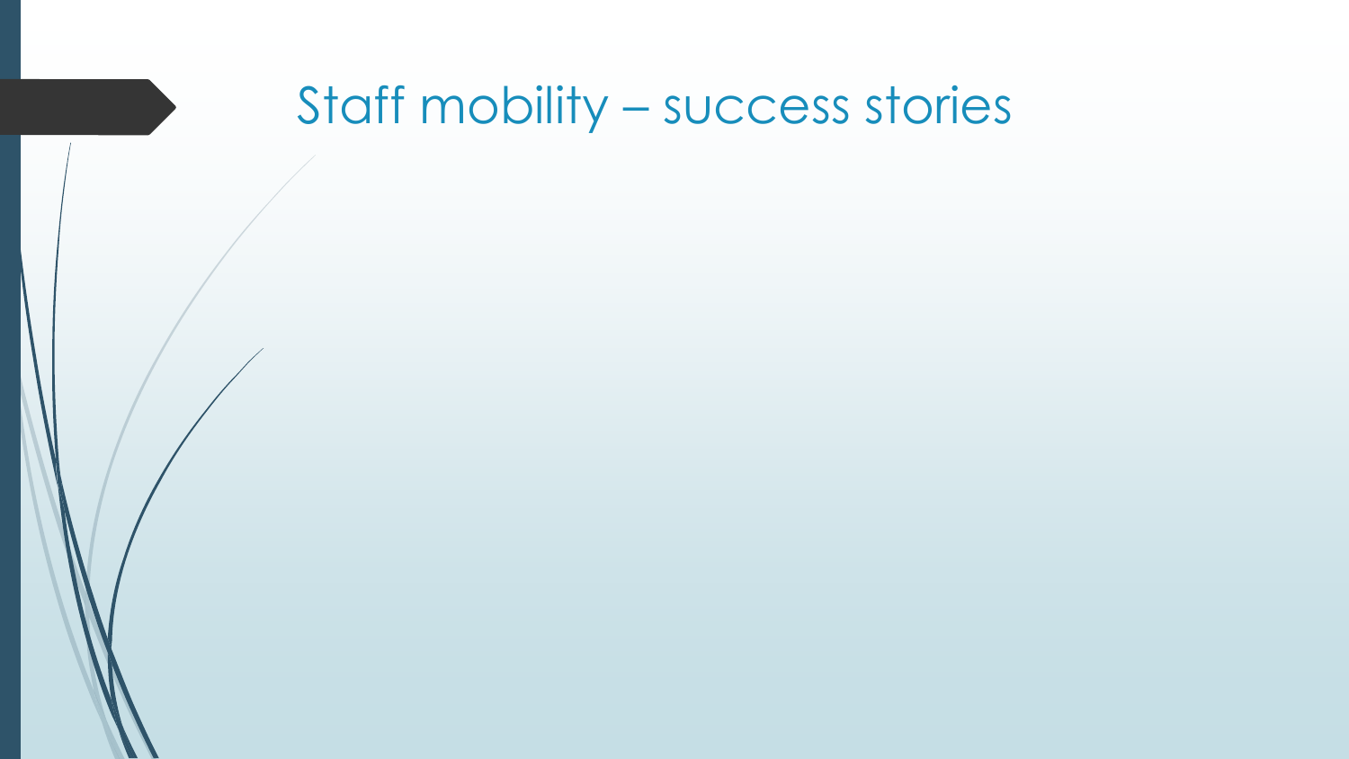# Staff mobility – success stories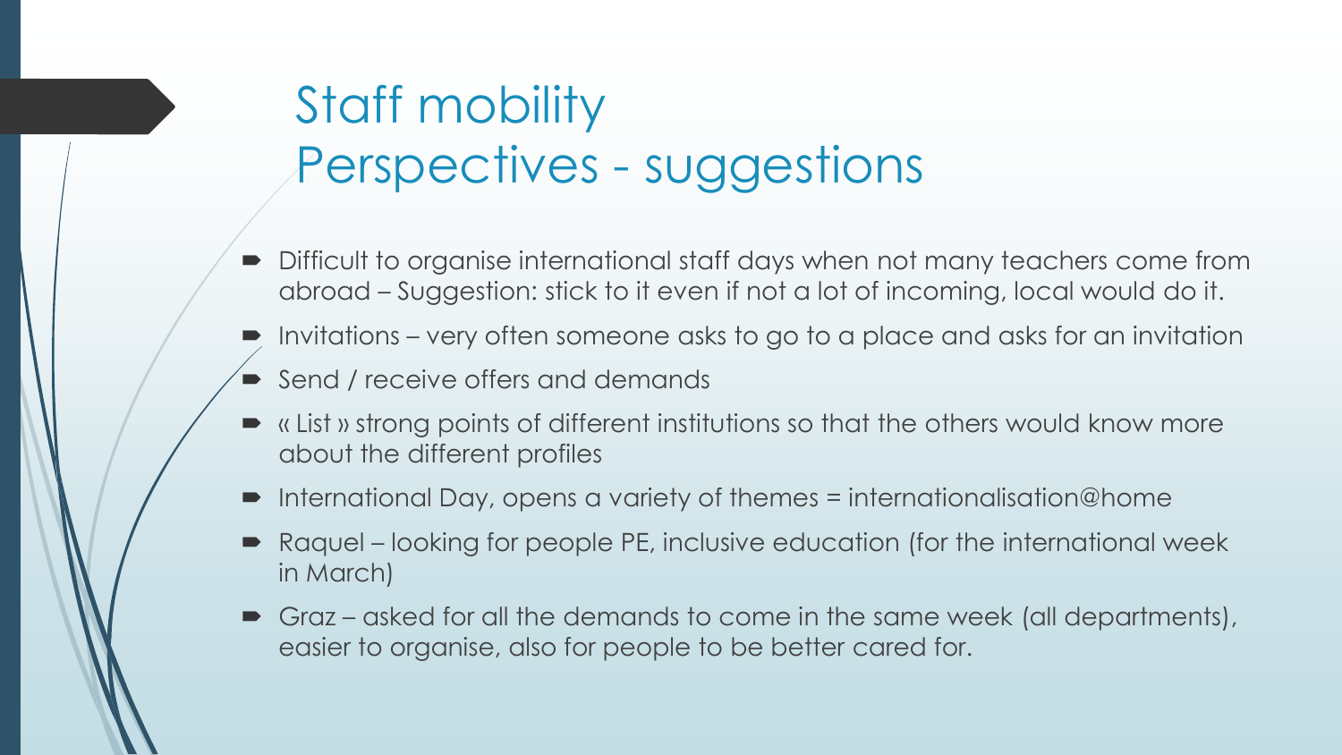# Staff mobility
# Perspectives - suggestions

- Difficult to organise international staff days when not many teachers come from abroad – Suggestion: stick to it even if not a lot of incoming, local would do it.
- Invitations – very often someone asks to go to a place and asks for an invitation
- Send / receive offers and demands
- « List » strong points of different institutions so that the others would know more about the different profiles
- International Day, opens a variety of themes = internationalisation@home
- Raquel – looking for people PE, inclusive education (for the international week in March)
- Graz – asked for all the demands to come in the same week (all departments), easier to organise, also for people to be better cared for.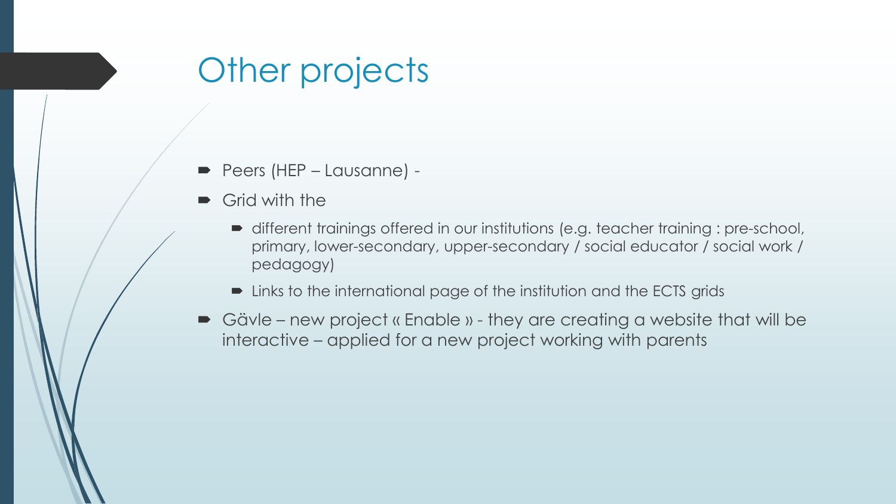# Other projects

- Peers (HEP – Lausanne) -
- Grid with the
  - different trainings offered in our institutions (e.g. teacher training : pre-school, primary, lower-secondary, upper-secondary / social educator / social work / pedagogy)
  - Links to the international page of the institution and the ECTS grids
- Gävle – new project « Enable » - they are creating a website that will be interactive – applied for a new project working with parents